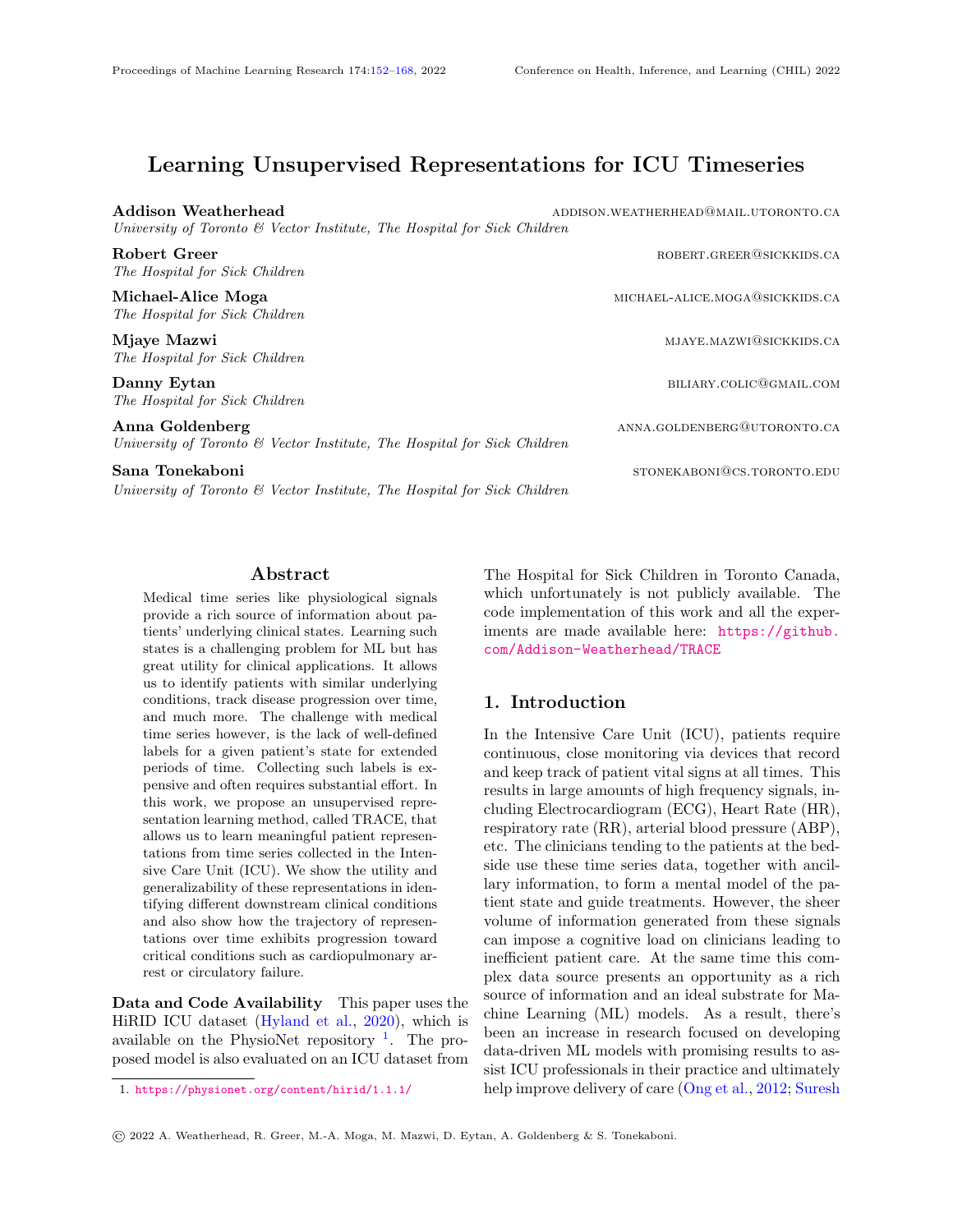# Learning Unsupervised Representations for ICU Timeseries

**Addison Weatherhead** ADDISON.WEATHERHEAD@MAIL.UTORONTO.CA
*University of Toronto & Vector Institute, The Hospital for Sick Children*

**Robert Greer** ROBERT.GREER@SICKKIDS.CA
*The Hospital for Sick Children*

**Michael-Alice Moga** MICHAEL-ALICE.MOGA@SICKKIDS.CA
*The Hospital for Sick Children*

**Mjaye Mazwi** MJAYE.MAZWI@SICKKIDS.CA
*The Hospital for Sick Children*

**Danny Eytan** BILIARY.COLIC@GMAIL.COM
*The Hospital for Sick Children*

**Anna Goldenberg** ANNA.GOLDENBERG@UTORONTO.CA
*University of Toronto & Vector Institute, The Hospital for Sick Children*

**Sana Tonekaboni** STONEKABONI@CS.TORONTO.EDU
*University of Toronto & Vector Institute, The Hospital for Sick Children*

## Abstract

Medical time series like physiological signals provide a rich source of information about patients' underlying clinical states. Learning such states is a challenging problem for ML but has great utility for clinical applications. It allows us to identify patients with similar underlying conditions, track disease progression over time, and much more. The challenge with medical time series however, is the lack of well-defined labels for a given patient's state for extended periods of time. Collecting such labels is expensive and often requires substantial effort. In this work, we propose an unsupervised representation learning method, called TRACE, that allows us to learn meaningful patient representations from time series collected in the Intensive Care Unit (ICU). We show the utility and generalizability of these representations in identifying different downstream clinical conditions and also show how the trajectory of representations over time exhibits progression toward critical conditions such as cardiopulmonary arrest or circulatory failure.

**Data and Code Availability** This paper uses the HiRID ICU dataset (Hyland et al., 2020), which is available on the PhysioNet repository [1]. The proposed model is also evaluated on an ICU dataset from The Hospital for Sick Children in Toronto Canada, which unfortunately is not publicly available. The code implementation of this work and all the experiments are made available here: https://github.com/Addison-Weatherhead/TRACE

1. https://physionet.org/content/hirid/1.1.1/

## 1. Introduction

In the Intensive Care Unit (ICU), patients require continuous, close monitoring via devices that record and keep track of patient vital signs at all times. This results in large amounts of high frequency signals, including Electrocardiogram (ECG), Heart Rate (HR), respiratory rate (RR), arterial blood pressure (ABP), etc. The clinicians tending to the patients at the bedside use these time series data, together with ancillary information, to form a mental model of the patient state and guide treatments. However, the sheer volume of information generated from these signals can impose a cognitive load on clinicians leading to inefficient patient care. At the same time this complex data source presents an opportunity as a rich source of information and an ideal substrate for Machine Learning (ML) models. As a result, there's been an increase in research focused on developing data-driven ML models with promising results to assist ICU professionals in their practice and ultimately help improve delivery of care (Ong et al., 2012; Suresh

© 2022 A. Weatherhead, R. Greer, M.-A. Moga, M. Mazwi, D. Eytan, A. Goldenberg & S. Tonekaboni.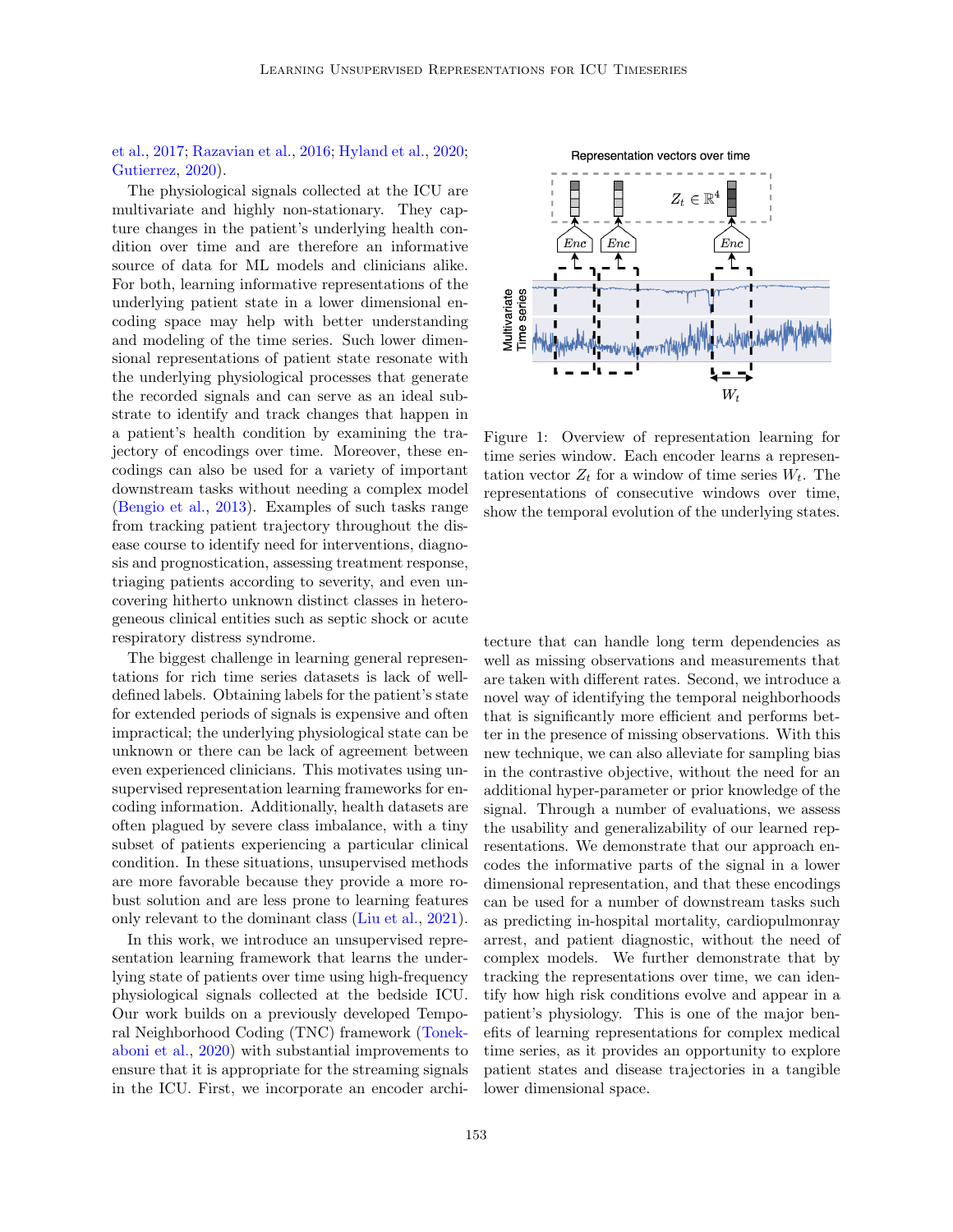et al., 2017; Razavian et al., 2016; Hyland et al., 2020; Gutierrez, 2020).

The physiological signals collected at the ICU are multivariate and highly non-stationary. They capture changes in the patient's underlying health condition over time and are therefore an informative source of data for ML models and clinicians alike. For both, learning informative representations of the underlying patient state in a lower dimensional encoding space may help with better understanding and modeling of the time series. Such lower dimensional representations of patient state resonate with the underlying physiological processes that generate the recorded signals and can serve as an ideal substrate to identify and track changes that happen in a patient's health condition by examining the trajectory of encodings over time. Moreover, these encodings can also be used for a variety of important downstream tasks without needing a complex model (Bengio et al., 2013). Examples of such tasks range from tracking patient trajectory throughout the disease course to identify need for interventions, diagnosis and prognostication, assessing treatment response, triaging patients according to severity, and uncovering hitherto unknown distinct classes in heterogeneous clinical entities such as septic shock or acute respiratory distress syndrome.

The biggest challenge in learning general representations for rich time series datasets is lack of well-defined labels. Obtaining labels for the patient's state for extended periods of signals is expensive and often impractical; the underlying physiological state can be unknown or there can be lack of agreement between even experienced clinicians. This motivates using unsupervised representation learning frameworks for encoding information. Additionally, health datasets are often plagued by severe class imbalance, with a tiny subset of patients experiencing a particular clinical condition. In these situations, unsupervised methods are more favorable because they provide a more robust solution and are less prone to learning features only relevant to the dominant class (Liu et al., 2021).

In this work, we introduce an unsupervised representation learning framework that learns the underlying state of patients over time using high-frequency physiological signals collected at the bedside ICU. Our work builds on a previously developed Temporal Neighborhood Coding (TNC) framework (Tonekaboni et al., 2020) with substantial improvements to ensure that it is appropriate for the streaming signals in the ICU. First, we incorporate an encoder architecture that can handle long term dependencies as well as missing observations and measurements that are taken with different rates. Second, we introduce a novel way of identifying the temporal neighborhoods that is significantly more efficient and performs better in the presence of missing observations. With this new technique, we can also alleviate for sampling bias in the contrastive objective, without the need for an additional hyper-parameter or prior knowledge of the signal. Through a number of evaluations, we assess the usability and generalizability of our learned representations. We demonstrate that our approach encodes the informative parts of the signal in a lower dimensional representation, and that these encodings can be used for a number of downstream tasks such as predicting in-hospital mortality, cardiopulmonray arrest, and patient diagnostic, without the need of complex models. We further demonstrate that by tracking the representations over time, we can identify how high risk conditions evolve and appear in a patient's physiology. This is one of the major benefits of learning representations for complex medical time series, as it provides an opportunity to explore patient states and disease trajectories in a tangible lower dimensional space.

Figure 1: Overview of representation learning for time series window. Each encoder learns a representation vector $Z_t$ for a window of time series $W_t$. The representations of consecutive windows over time, show the temporal evolution of the underlying states.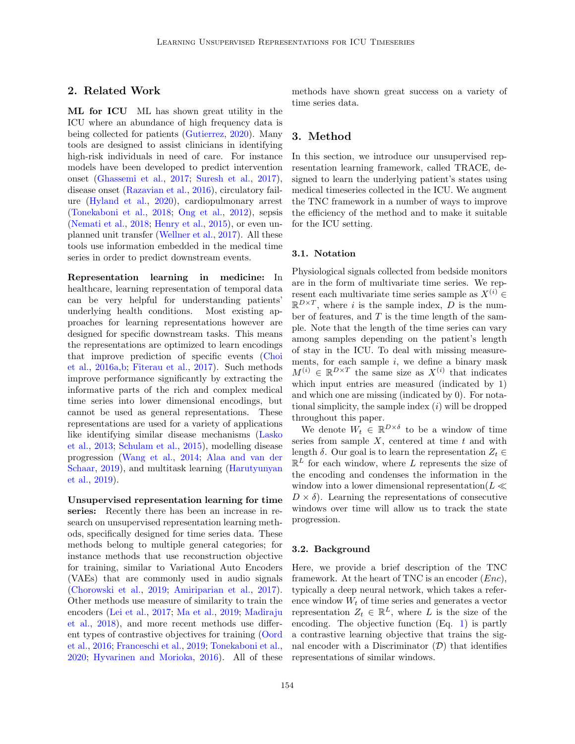## 2. Related Work

**ML for ICU** ML has shown great utility in the ICU where an abundance of high frequency data is being collected for patients (Gutierrez, 2020). Many tools are designed to assist clinicians in identifying high-risk individuals in need of care. For instance models have been developed to predict intervention onset (Ghassemi et al., 2017; Suresh et al., 2017), disease onset (Razavian et al., 2016), circulatory failure (Hyland et al., 2020), cardiopulmonary arrest (Tonekaboni et al., 2018; Ong et al., 2012), sepsis (Nemati et al., 2018; Henry et al., 2015), or even unplanned unit transfer (Wellner et al., 2017). All these tools use information embedded in the medical time series in order to predict downstream events.

**Representation learning in medicine:** In healthcare, learning representation of temporal data can be very helpful for understanding patients' underlying health conditions. Most existing approaches for learning representations however are designed for specific downstream tasks. This means the representations are optimized to learn encodings that improve prediction of specific events (Choi et al., 2016a,b; Fiterau et al., 2017). Such methods improve performance significantly by extracting the informative parts of the rich and complex medical time series into lower dimensional encodings, but cannot be used as general representations. These representations are used for a variety of applications like identifying similar disease mechanisms (Lasko et al., 2013; Schulam et al., 2015), modelling disease progression (Wang et al., 2014; Alaa and van der Schaar, 2019), and multitask learning (Harutyunyan et al., 2019).

**Unsupervised representation learning for time series:** Recently there has been an increase in research on unsupervised representation learning methods, specifically designed for time series data. These methods belong to multiple general categories; for instance methods that use reconstruction objective for training, similar to Variational Auto Encoders (VAEs) that are commonly used in audio signals (Chorowski et al., 2019; Amiriparian et al., 2017). Other methods use measure of similarity to train the encoders (Lei et al., 2017; Ma et al., 2019; Madiraju et al., 2018), and more recent methods use different types of contrastive objectives for training (Oord et al., 2016; Franceschi et al., 2019; Tonekaboni et al., 2020; Hyvarinen and Morioka, 2016). All of these methods have shown great success on a variety of time series data.

## 3. Method

In this section, we introduce our unsupervised representation learning framework, called TRACE, designed to learn the underlying patient's states using medical timeseries collected in the ICU. We augment the TNC framework in a number of ways to improve the efficiency of the method and to make it suitable for the ICU setting.

### 3.1. Notation

Physiological signals collected from bedside monitors are in the form of multivariate time series. We represent each multivariate time series sample as $X^{(i)} \in \mathbb{R}^{D \times T}$, where $i$ is the sample index, $D$ is the number of features, and $T$ is the time length of the sample. Note that the length of the time series can vary among samples depending on the patient's length of stay in the ICU. To deal with missing measurements, for each sample $i$, we define a binary mask $M^{(i)} \in \mathbb{R}^{D \times T}$ the same size as $X^{(i)}$ that indicates which input entries are measured (indicated by 1) and which one are missing (indicated by 0). For notational simplicity, the sample index $(i)$ will be dropped throughout this paper.

We denote $W_t \in \mathbb{R}^{D \times \delta}$ to be a window of time series from sample $X$, centered at time $t$ and with length $\delta$. Our goal is to learn the representation $Z_t \in \mathbb{R}^L$ for each window, where $L$ represents the size of the encoding and condenses the information in the window into a lower dimensional representation($L \ll D \times \delta$). Learning the representations of consecutive windows over time will allow us to track the state progression.

### 3.2. Background

Here, we provide a brief description of the TNC framework. At the heart of TNC is an encoder ($Enc$), typically a deep neural network, which takes a reference window $W_t$ of time series and generates a vector representation $Z_t \in \mathbb{R}^L$, where $L$ is the size of the encoding. The objective function (Eq. 1) is partly a contrastive learning objective that trains the signal encoder with a Discriminator ($\mathcal{D}$) that identifies representations of similar windows.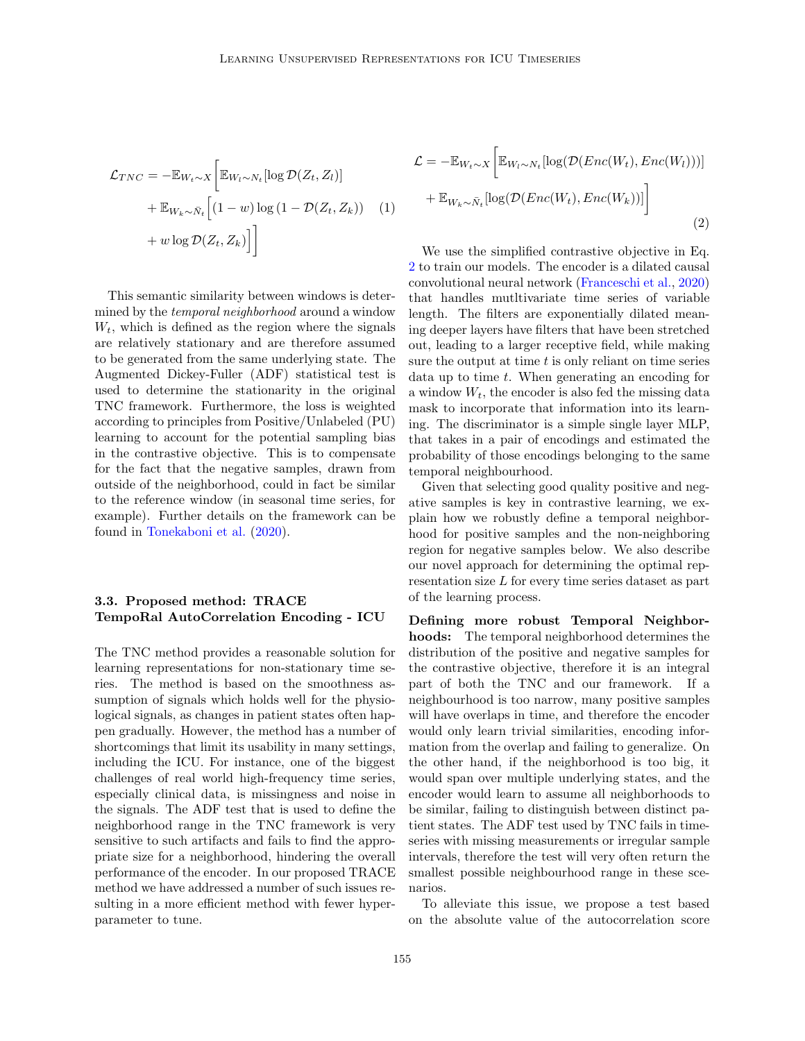$$
\mathcal{L}_{TNC} = -\mathbb{E}_{W_t \sim X}\Big[\mathbb{E}_{W_l \sim N_t}[\log \mathcal{D}(Z_t, Z_l)] + \mathbb{E}_{W_k \sim \bar{N}_t}\Big[(1-w)\log\left(1-\mathcal{D}(Z_t, Z_k)\right) + w \log \mathcal{D}(Z_t, Z_k)\Big]\Big] \quad (1)
$$

This semantic similarity between windows is determined by the *temporal neighborhood* around a window $W_t$, which is defined as the region where the signals are relatively stationary and are therefore assumed to be generated from the same underlying state. The Augmented Dickey-Fuller (ADF) statistical test is used to determine the stationarity in the original TNC framework. Furthermore, the loss is weighted according to principles from Positive/Unlabeled (PU) learning to account for the potential sampling bias in the contrastive objective. This is to compensate for the fact that the negative samples, drawn from outside of the neighborhood, could in fact be similar to the reference window (in seasonal time series, for example). Further details on the framework can be found in Tonekaboni et al. (2020).

### 3.3. Proposed method: TRACE TempoRal AutoCorrelation Encoding - ICU

The TNC method provides a reasonable solution for learning representations for non-stationary time series. The method is based on the smoothness assumption of signals which holds well for the physiological signals, as changes in patient states often happen gradually. However, the method has a number of shortcomings that limit its usability in many settings, including the ICU. For instance, one of the biggest challenges of real world high-frequency time series, especially clinical data, is missingness and noise in the signals. The ADF test that is used to define the neighborhood range in the TNC framework is very sensitive to such artifacts and fails to find the appropriate size for a neighborhood, hindering the overall performance of the encoder. In our proposed TRACE method we have addressed a number of such issues resulting in a more efficient method with fewer hyperparameter to tune.

$$
\mathcal{L} = -\mathbb{E}_{W_t \sim X}\Big[\mathbb{E}_{W_l \sim N_t}[\log(\mathcal{D}(Enc(W_t), Enc(W_l)))] + \mathbb{E}_{W_k \sim \bar{N}_t}[\log(\mathcal{D}(Enc(W_t), Enc(W_k))]\Big] \quad (2)
$$

We use the simplified contrastive objective in Eq. 2 to train our models. The encoder is a dilated causal convolutional neural network (Franceschi et al., 2020) that handles mutltivariate time series of variable length. The filters are exponentially dilated meaning deeper layers have filters that have been stretched out, leading to a larger receptive field, while making sure the output at time $t$ is only reliant on time series data up to time $t$. When generating an encoding for a window $W_t$, the encoder is also fed the missing data mask to incorporate that information into its learning. The discriminator is a simple single layer MLP, that takes in a pair of encodings and estimated the probability of those encodings belonging to the same temporal neighbourhood.

Given that selecting good quality positive and negative samples is key in contrastive learning, we explain how we robustly define a temporal neighborhood for positive samples and the non-neighboring region for negative samples below. We also describe our novel approach for determining the optimal representation size $L$ for every time series dataset as part of the learning process.

**Defining more robust Temporal Neighborhoods:** The temporal neighborhood determines the distribution of the positive and negative samples for the contrastive objective, therefore it is an integral part of both the TNC and our framework. If a neighbourhood is too narrow, many positive samples will have overlaps in time, and therefore the encoder would only learn trivial similarities, encoding information from the overlap and failing to generalize. On the other hand, if the neighborhood is too big, it would span over multiple underlying states, and the encoder would learn to assume all neighborhoods to be similar, failing to distinguish between distinct patient states. The ADF test used by TNC fails in timeseries with missing measurements or irregular sample intervals, therefore the test will very often return the smallest possible neighbourhood range in these scenarios.

To alleviate this issue, we propose a test based on the absolute value of the autocorrelation score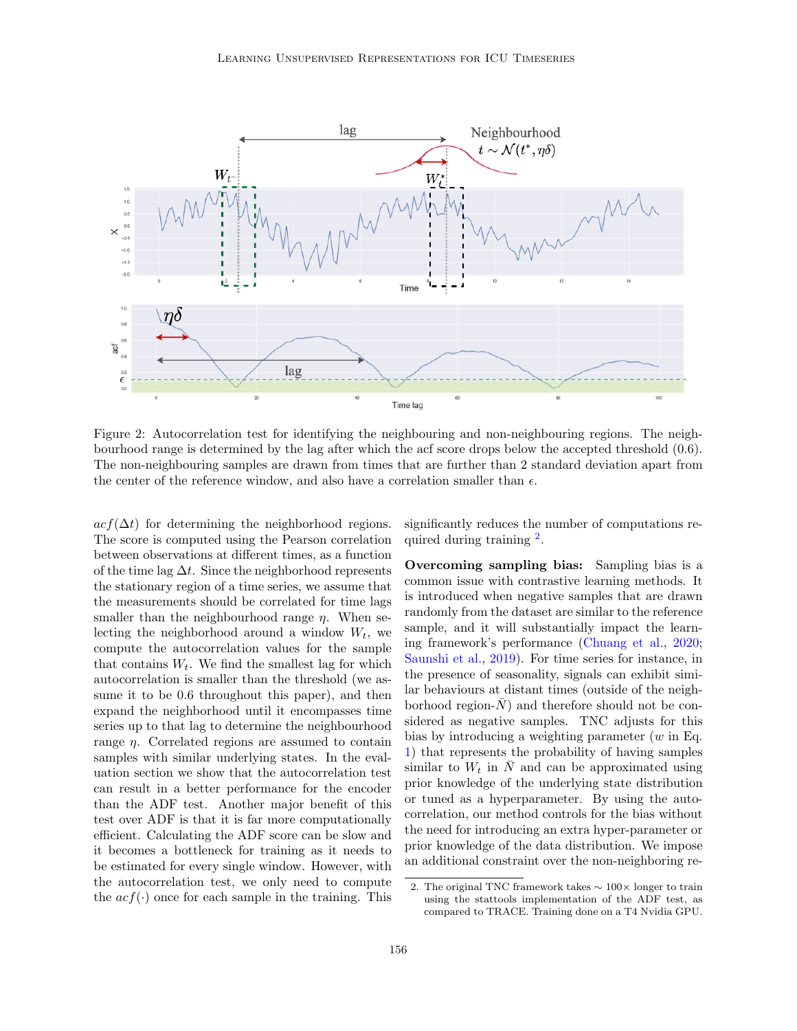Figure 2: Autocorrelation test for identifying the neighbouring and non-neighbouring regions. The neighbourhood range is determined by the lag after which the acf score drops below the accepted threshold (0.6). The non-neighbouring samples are drawn from times that are further than 2 standard deviation apart from the center of the reference window, and also have a correlation smaller than $\epsilon$.

$acf(\Delta t)$ for determining the neighborhood regions. The score is computed using the Pearson correlation between observations at different times, as a function of the time lag $\Delta t$. Since the neighborhood represents the stationary region of a time series, we assume that the measurements should be correlated for time lags smaller than the neighbourhood range $\eta$. When selecting the neighborhood around a window $W_t$, we compute the autocorrelation values for the sample that contains $W_t$. We find the smallest lag for which autocorrelation is smaller than the threshold (we assume it to be 0.6 throughout this paper), and then expand the neighborhood until it encompasses time series up to that lag to determine the neighbourhood range $\eta$. Correlated regions are assumed to contain samples with similar underlying states. In the evaluation section we show that the autocorrelation test can result in a better performance for the encoder than the ADF test. Another major benefit of this test over ADF is that it is far more computationally efficient. Calculating the ADF score can be slow and it becomes a bottleneck for training as it needs to be estimated for every single window. However, with the autocorrelation test, we only need to compute the $acf(\cdot)$ once for each sample in the training. This significantly reduces the number of computations required during training [2].

**Overcoming sampling bias:** Sampling bias is a common issue with contrastive learning methods. It is introduced when negative samples that are drawn randomly from the dataset are similar to the reference sample, and it will substantially impact the learning framework's performance (Chuang et al., 2020; Saunshi et al., 2019). For time series for instance, in the presence of seasonality, signals can exhibit similar behaviours at distant times (outside of the neighborhood region-$\bar{N}$) and therefore should not be considered as negative samples. TNC adjusts for this bias by introducing a weighting parameter ($w$ in Eq. 1) that represents the probability of having samples similar to $W_t$ in $\bar{N}$ and can be approximated using prior knowledge of the underlying state distribution or tuned as a hyperparameter. By using the autocorrelation, our method controls for the bias without the need for introducing an extra hyper-parameter or prior knowledge of the data distribution. We impose an additional constraint over the non-neighboring re-

2. The original TNC framework takes $\sim 100\times$ longer to train using the stattools implementation of the ADF test, as compared to TRACE. Training done on a T4 Nvidia GPU.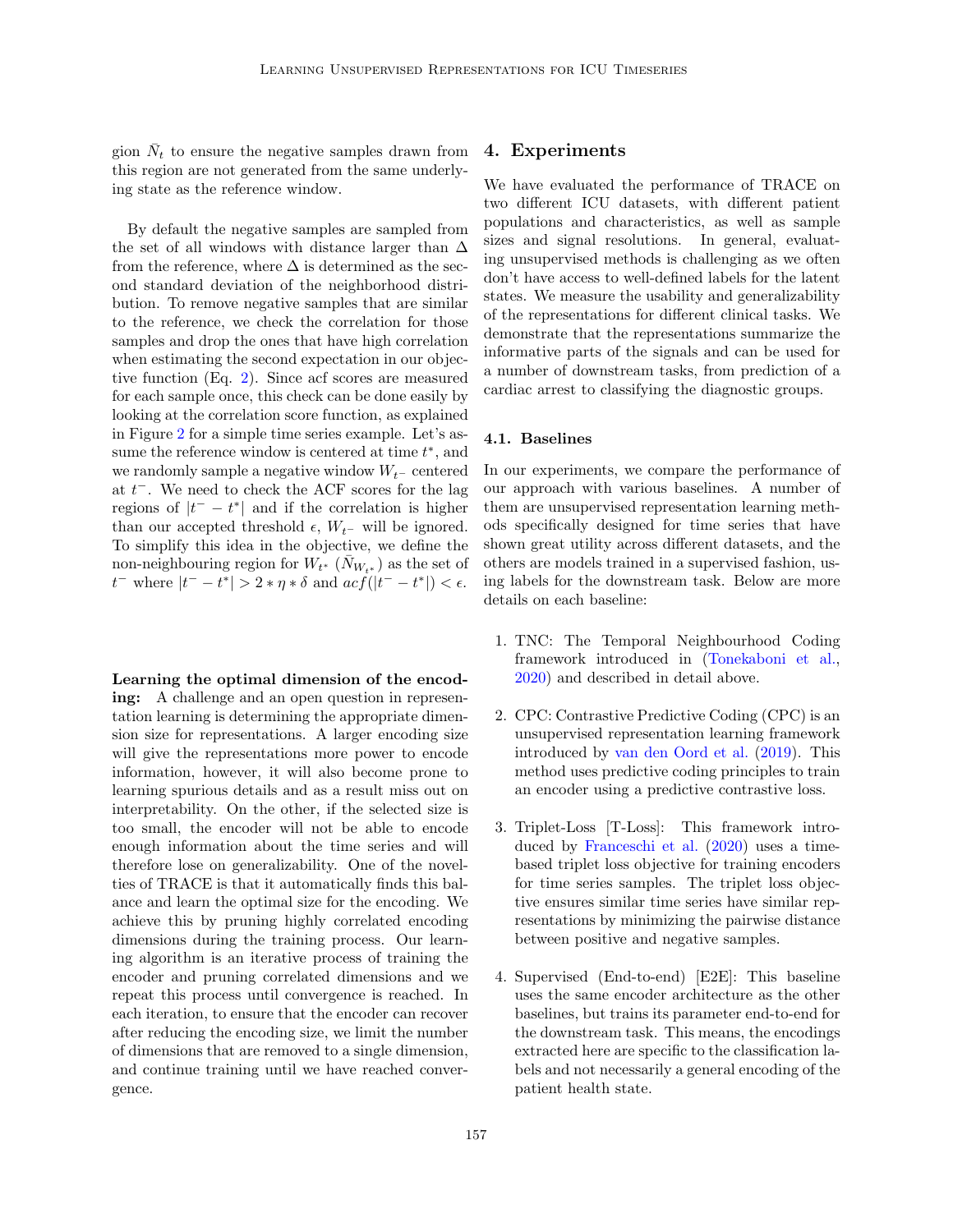gion $\bar{N}_t$ to ensure the negative samples drawn from this region are not generated from the same underlying state as the reference window.

By default the negative samples are sampled from the set of all windows with distance larger than $\Delta$ from the reference, where $\Delta$ is determined as the second standard deviation of the neighborhood distribution. To remove negative samples that are similar to the reference, we check the correlation for those samples and drop the ones that have high correlation when estimating the second expectation in our objective function (Eq. 2). Since acf scores are measured for each sample once, this check can be done easily by looking at the correlation score function, as explained in Figure 2 for a simple time series example. Let's assume the reference window is centered at time $t^*$, and we randomly sample a negative window $W_{t^-}$ centered at $t^-$. We need to check the ACF scores for the lag regions of $|t^- - t^*|$ and if the correlation is higher than our accepted threshold $\epsilon$, $W_{t^-}$ will be ignored. To simplify this idea in the objective, we define the non-neighbouring region for $W_{t^*}$ ($\bar{N}_{W_{t^*}}$) as the set of $t^-$ where $|t^- - t^*| > 2 * \eta * \delta$ and $acf(|t^- - t^*|) < \epsilon$.

**Learning the optimal dimension of the encoding:** A challenge and an open question in representation learning is determining the appropriate dimension size for representations. A larger encoding size will give the representations more power to encode information, however, it will also become prone to learning spurious details and as a result miss out on interpretability. On the other, if the selected size is too small, the encoder will not be able to encode enough information about the time series and will therefore lose on generalizability. One of the novelties of TRACE is that it automatically finds this balance and learn the optimal size for the encoding. We achieve this by pruning highly correlated encoding dimensions during the training process. Our learning algorithm is an iterative process of training the encoder and pruning correlated dimensions and we repeat this process until convergence is reached. In each iteration, to ensure that the encoder can recover after reducing the encoding size, we limit the number of dimensions that are removed to a single dimension, and continue training until we have reached convergence.

## 4. Experiments

We have evaluated the performance of TRACE on two different ICU datasets, with different patient populations and characteristics, as well as sample sizes and signal resolutions. In general, evaluating unsupervised methods is challenging as we often don't have access to well-defined labels for the latent states. We measure the usability and generalizability of the representations for different clinical tasks. We demonstrate that the representations summarize the informative parts of the signals and can be used for a number of downstream tasks, from prediction of a cardiac arrest to classifying the diagnostic groups.

### 4.1. Baselines

In our experiments, we compare the performance of our approach with various baselines. A number of them are unsupervised representation learning methods specifically designed for time series that have shown great utility across different datasets, and the others are models trained in a supervised fashion, using labels for the downstream task. Below are more details on each baseline:

1. TNC: The Temporal Neighbourhood Coding framework introduced in (Tonekaboni et al., 2020) and described in detail above.

2. CPC: Contrastive Predictive Coding (CPC) is an unsupervised representation learning framework introduced by van den Oord et al. (2019). This method uses predictive coding principles to train an encoder using a predictive contrastive loss.

3. Triplet-Loss [T-Loss]: This framework introduced by Franceschi et al. (2020) uses a time-based triplet loss objective for training encoders for time series samples. The triplet loss objective ensures similar time series have similar representations by minimizing the pairwise distance between positive and negative samples.

4. Supervised (End-to-end) [E2E]: This baseline uses the same encoder architecture as the other baselines, but trains its parameter end-to-end for the downstream task. This means, the encodings extracted here are specific to the classification labels and not necessarily a general encoding of the patient health state.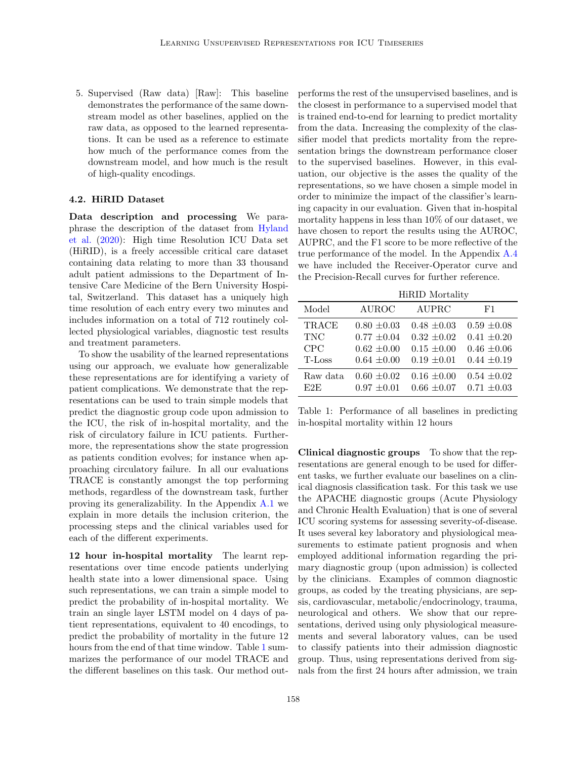5. Supervised (Raw data) [Raw]: This baseline demonstrates the performance of the same downstream model as other baselines, applied on the raw data, as opposed to the learned representations. It can be used as a reference to estimate how much of the performance comes from the downstream model, and how much is the result of high-quality encodings.

### 4.2. HiRID Dataset

**Data description and processing** We paraphrase the description of the dataset from Hyland et al. (2020): High time Resolution ICU Data set (HiRID), is a freely accessible critical care dataset containing data relating to more than 33 thousand adult patient admissions to the Department of Intensive Care Medicine of the Bern University Hospital, Switzerland. This dataset has a uniquely high time resolution of each entry every two minutes and includes information on a total of 712 routinely collected physiological variables, diagnostic test results and treatment parameters.

To show the usability of the learned representations using our approach, we evaluate how generalizable these representations are for identifying a variety of patient complications. We demonstrate that the representations can be used to train simple models that predict the diagnostic group code upon admission to the ICU, the risk of in-hospital mortality, and the risk of circulatory failure in ICU patients. Furthermore, the representations show the state progression as patients condition evolves; for instance when approaching circulatory failure. In all our evaluations TRACE is constantly amongst the top performing methods, regardless of the downstream task, further proving its generalizability. In the Appendix A.1 we explain in more details the inclusion criterion, the processing steps and the clinical variables used for each of the different experiments.

**12 hour in-hospital mortality** The learnt representations over time encode patients underlying health state into a lower dimensional space. Using such representations, we can train a simple model to predict the probability of in-hospital mortality. We train an single layer LSTM model on 4 days of patient representations, equivalent to 40 encodings, to predict the probability of mortality in the future 12 hours from the end of that time window. Table 1 summarizes the performance of our model TRACE and the different baselines on this task. Our method outperforms the rest of the unsupervised baselines, and is the closest in performance to a supervised model that is trained end-to-end for learning to predict mortality from the data. Increasing the complexity of the classifier model that predicts mortality from the representation brings the downstream performance closer to the supervised baselines. However, in this evaluation, our objective is the asses the quality of the representations, so we have chosen a simple model in order to minimize the impact of the classifier's learning capacity in our evaluation. Given that in-hospital mortality happens in less than 10% of our dataset, we have chosen to report the results using the AUROC, AUPRC, and the F1 score to be more reflective of the true performance of the model. In the Appendix A.4 we have included the Receiver-Operator curve and the Precision-Recall curves for further reference.

| | HiRID Mortality | | |
|---|---|---|---|
| Model | AUROC | AUPRC | F1 |
| TRACE | 0.80 ±0.03 | 0.48 ±0.03 | 0.59 ±0.08 |
| TNC | 0.77 ±0.04 | 0.32 ±0.02 | 0.41 ±0.20 |
| CPC | 0.62 ±0.00 | 0.15 ±0.00 | 0.46 ±0.06 |
| T-Loss | 0.64 ±0.00 | 0.19 ±0.01 | 0.44 ±0.19 |
| Raw data | 0.60 ±0.02 | 0.16 ±0.00 | 0.54 ±0.02 |
| E2E | 0.97 ±0.01 | 0.66 ±0.07 | 0.71 ±0.03 |

Table 1: Performance of all baselines in predicting in-hospital mortality within 12 hours

**Clinical diagnostic groups** To show that the representations are general enough to be used for different tasks, we further evaluate our baselines on a clinical diagnosis classification task. For this task we use the APACHE diagnostic groups (Acute Physiology and Chronic Health Evaluation) that is one of several ICU scoring systems for assessing severity-of-disease. It uses several key laboratory and physiological measurements to estimate patient prognosis and when employed additional information regarding the primary diagnostic group (upon admission) is collected by the clinicians. Examples of common diagnostic groups, as coded by the treating physicians, are sepsis, cardiovascular, metabolic/endocrinology, trauma, neurological and others. We show that our representations, derived using only physiological measurements and several laboratory values, can be used to classify patients into their admission diagnostic group. Thus, using representations derived from signals from the first 24 hours after admission, we train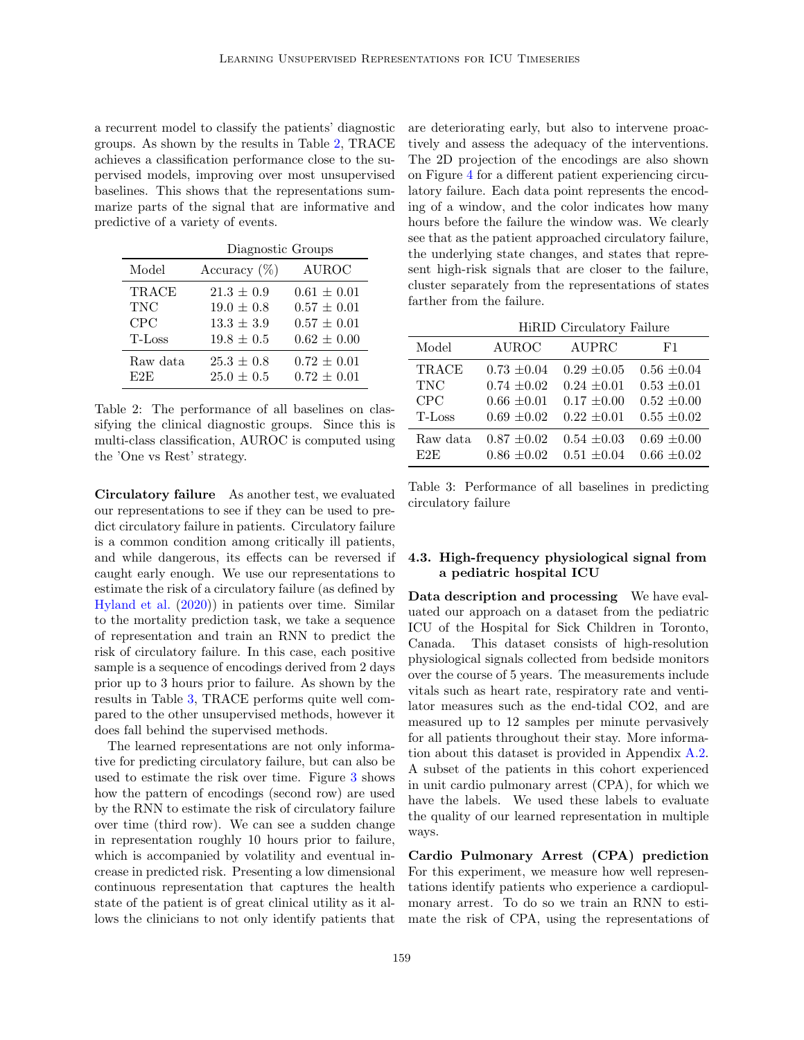a recurrent model to classify the patients' diagnostic groups. As shown by the results in Table 2, TRACE achieves a classification performance close to the supervised models, improving over most unsupervised baselines. This shows that the representations summarize parts of the signal that are informative and predictive of a variety of events.

| | Diagnostic Groups | |
|---|---|---|
| Model | Accuracy (%) | AUROC |
| TRACE | 21.3 ± 0.9 | 0.61 ± 0.01 |
| TNC | 19.0 ± 0.8 | 0.57 ± 0.01 |
| CPC | 13.3 ± 3.9 | 0.57 ± 0.01 |
| T-Loss | 19.8 ± 0.5 | 0.62 ± 0.00 |
| Raw data | 25.3 ± 0.8 | 0.72 ± 0.01 |
| E2E | 25.0 ± 0.5 | 0.72 ± 0.01 |

Table 2: The performance of all baselines on classifying the clinical diagnostic groups. Since this is multi-class classification, AUROC is computed using the 'One vs Rest' strategy.

**Circulatory failure** As another test, we evaluated our representations to see if they can be used to predict circulatory failure in patients. Circulatory failure is a common condition among critically ill patients, and while dangerous, its effects can be reversed if caught early enough. We use our representations to estimate the risk of a circulatory failure (as defined by Hyland et al. (2020)) in patients over time. Similar to the mortality prediction task, we take a sequence of representation and train an RNN to predict the risk of circulatory failure. In this case, each positive sample is a sequence of encodings derived from 2 days prior up to 3 hours prior to failure. As shown by the results in Table 3, TRACE performs quite well compared to the other unsupervised methods, however it does fall behind the supervised methods.

The learned representations are not only informative for predicting circulatory failure, but can also be used to estimate the risk over time. Figure 3 shows how the pattern of encodings (second row) are used by the RNN to estimate the risk of circulatory failure over time (third row). We can see a sudden change in representation roughly 10 hours prior to failure, which is accompanied by volatility and eventual increase in predicted risk. Presenting a low dimensional continuous representation that captures the health state of the patient is of great clinical utility as it allows the clinicians to not only identify patients that are deteriorating early, but also to intervene proactively and assess the adequacy of the interventions. The 2D projection of the encodings are also shown on Figure 4 for a different patient experiencing circulatory failure. Each data point represents the encoding of a window, and the color indicates how many hours before the failure the window was. We clearly see that as the patient approached circulatory failure, the underlying state changes, and states that represent high-risk signals that are closer to the failure, cluster separately from the representations of states farther from the failure.

| | HiRID Circulatory Failure | | |
|---|---|---|---|
| Model | AUROC | AUPRC | F1 |
| TRACE | 0.73 ±0.04 | 0.29 ±0.05 | 0.56 ±0.04 |
| TNC | 0.74 ±0.02 | 0.24 ±0.01 | 0.53 ±0.01 |
| CPC | 0.66 ±0.01 | 0.17 ±0.00 | 0.52 ±0.00 |
| T-Loss | 0.69 ±0.02 | 0.22 ±0.01 | 0.55 ±0.02 |
| Raw data | 0.87 ±0.02 | 0.54 ±0.03 | 0.69 ±0.00 |
| E2E | 0.86 ±0.02 | 0.51 ±0.04 | 0.66 ±0.02 |

Table 3: Performance of all baselines in predicting circulatory failure

### 4.3. High-frequency physiological signal from a pediatric hospital ICU

**Data description and processing** We have evaluated our approach on a dataset from the pediatric ICU of the Hospital for Sick Children in Toronto, Canada. This dataset consists of high-resolution physiological signals collected from bedside monitors over the course of 5 years. The measurements include vitals such as heart rate, respiratory rate and ventilator measures such as the end-tidal CO2, and are measured up to 12 samples per minute pervasively for all patients throughout their stay. More information about this dataset is provided in Appendix A.2. A subset of the patients in this cohort experienced in unit cardio pulmonary arrest (CPA), for which we have the labels. We used these labels to evaluate the quality of our learned representation in multiple ways.

**Cardio Pulmonary Arrest (CPA) prediction** For this experiment, we measure how well representations identify patients who experience a cardiopulmonary arrest. To do so we train an RNN to estimate the risk of CPA, using the representations of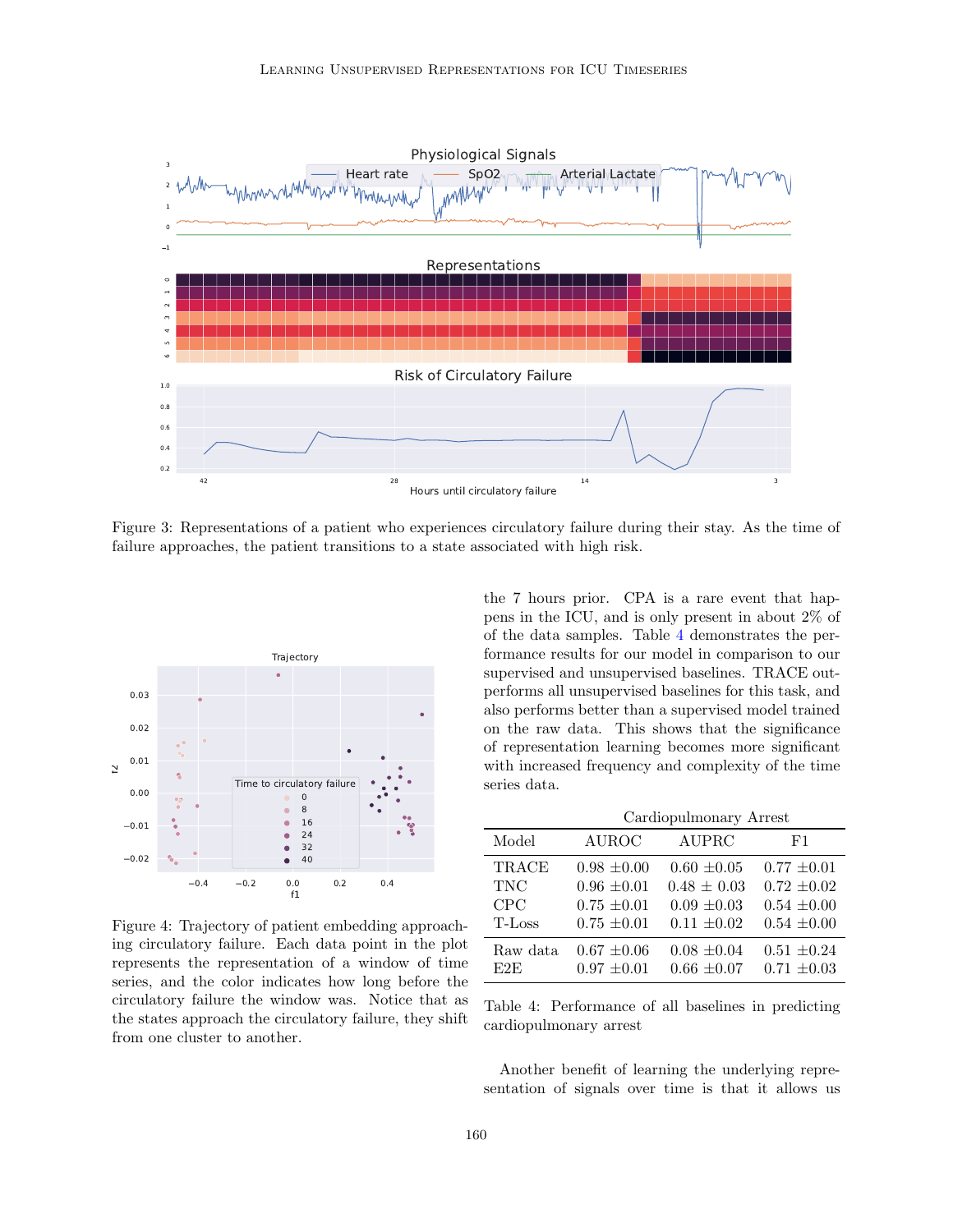Figure 3: Representations of a patient who experiences circulatory failure during their stay. As the time of failure approaches, the patient transitions to a state associated with high risk.

Figure 4: Trajectory of patient embedding approaching circulatory failure. Each data point in the plot represents the representation of a window of time series, and the color indicates how long before the circulatory failure the window was. Notice that as the states approach the circulatory failure, they shift from one cluster to another.

the 7 hours prior. CPA is a rare event that happens in the ICU, and is only present in about 2% of of the data samples. Table 4 demonstrates the performance results for our model in comparison to our supervised and unsupervised baselines. TRACE outperforms all unsupervised baselines for this task, and also performs better than a supervised model trained on the raw data. This shows that the significance of representation learning becomes more significant with increased frequency and complexity of the time series data.

| Cardiopulmonary Arrest | | | |
|---|---|---|---|
| Model | AUROC | AUPRC | F1 |
| TRACE | 0.98 ±0.00 | 0.60 ±0.05 | 0.77 ±0.01 |
| TNC | 0.96 ±0.01 | 0.48 ± 0.03 | 0.72 ±0.02 |
| CPC | 0.75 ±0.01 | 0.09 ±0.03 | 0.54 ±0.00 |
| T-Loss | 0.75 ±0.01 | 0.11 ±0.02 | 0.54 ±0.00 |
| Raw data | 0.67 ±0.06 | 0.08 ±0.04 | 0.51 ±0.24 |
| E2E | 0.97 ±0.01 | 0.66 ±0.07 | 0.71 ±0.03 |

Table 4: Performance of all baselines in predicting cardiopulmonary arrest

Another benefit of learning the underlying representation of signals over time is that it allows us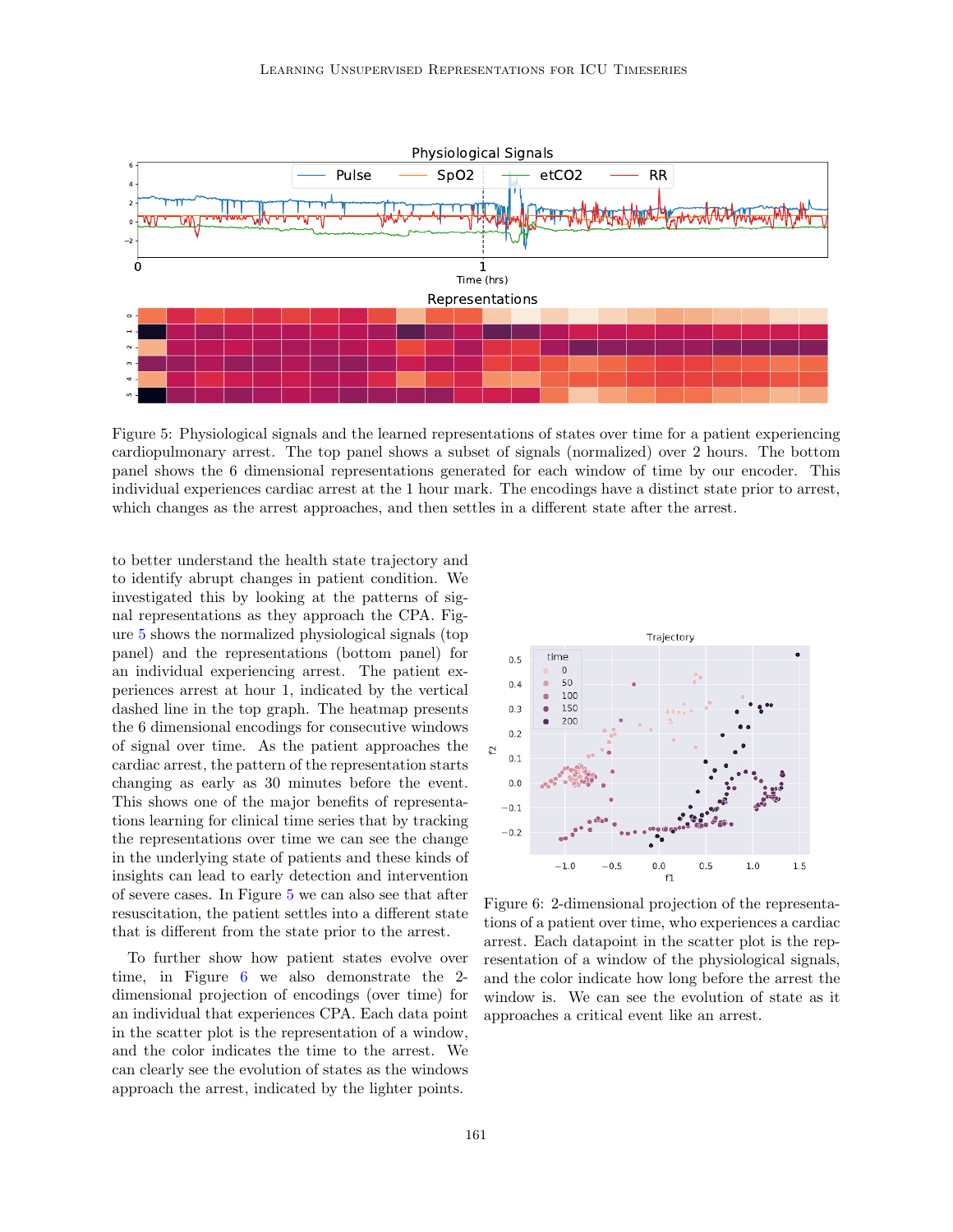Figure 5: Physiological signals and the learned representations of states over time for a patient experiencing cardiopulmonary arrest. The top panel shows a subset of signals (normalized) over 2 hours. The bottom panel shows the 6 dimensional representations generated for each window of time by our encoder. This individual experiences cardiac arrest at the 1 hour mark. The encodings have a distinct state prior to arrest, which changes as the arrest approaches, and then settles in a different state after the arrest.

to better understand the health state trajectory and to identify abrupt changes in patient condition. We investigated this by looking at the patterns of signal representations as they approach the CPA. Figure 5 shows the normalized physiological signals (top panel) and the representations (bottom panel) for an individual experiencing arrest. The patient experiences arrest at hour 1, indicated by the vertical dashed line in the top graph. The heatmap presents the 6 dimensional encodings for consecutive windows of signal over time. As the patient approaches the cardiac arrest, the pattern of the representation starts changing as early as 30 minutes before the event. This shows one of the major benefits of representations learning for clinical time series that by tracking the representations over time we can see the change in the underlying state of patients and these kinds of insights can lead to early detection and intervention of severe cases. In Figure 5 we can also see that after resuscitation, the patient settles into a different state that is different from the state prior to the arrest.

To further show how patient states evolve over time, in Figure 6 we also demonstrate the 2-dimensional projection of encodings (over time) for an individual that experiences CPA. Each data point in the scatter plot is the representation of a window, and the color indicates the time to the arrest. We can clearly see the evolution of states as the windows approach the arrest, indicated by the lighter points.

Figure 6: 2-dimensional projection of the representations of a patient over time, who experiences a cardiac arrest. Each datapoint in the scatter plot is the representation of a window of the physiological signals, and the color indicate how long before the arrest the window is. We can see the evolution of state as it approaches a critical event like an arrest.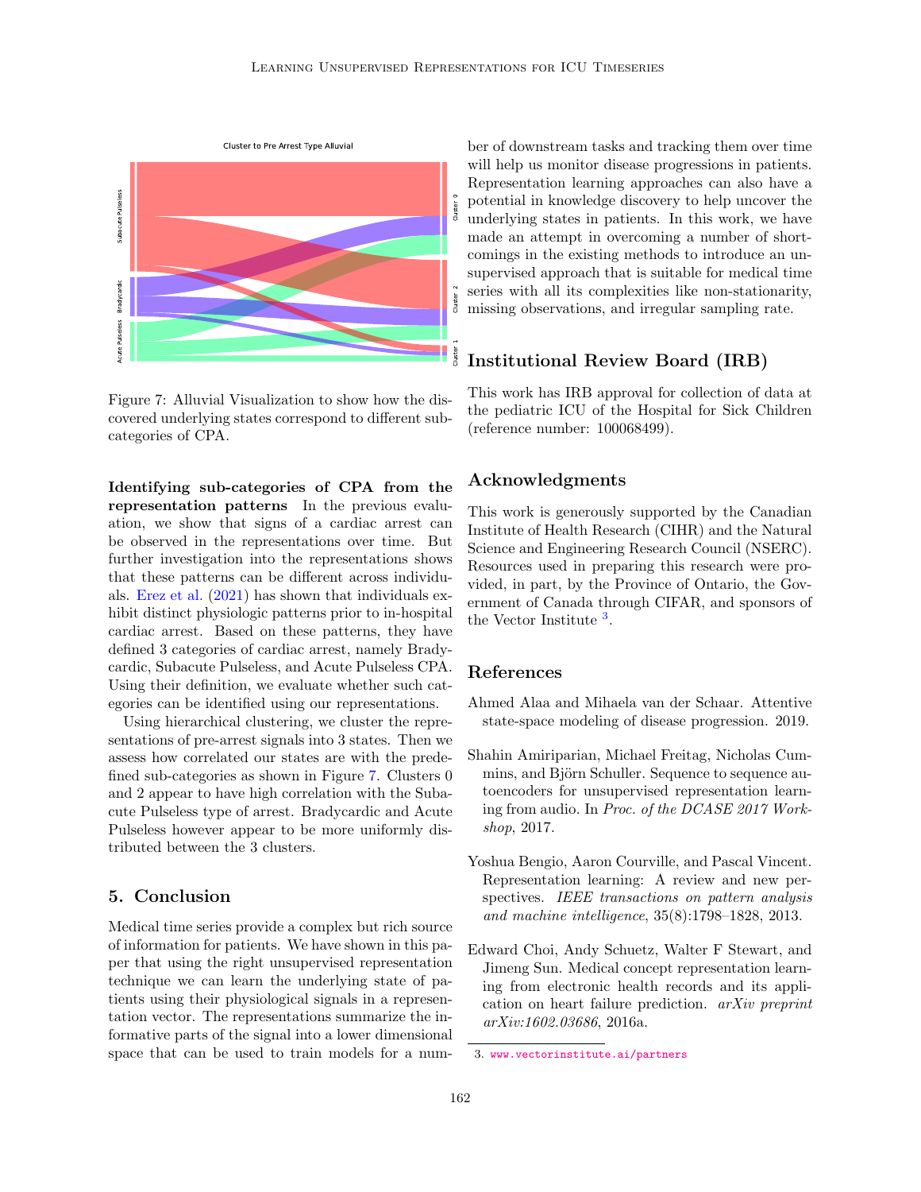Figure 7: Alluvial Visualization to show how the discovered underlying states correspond to different subcategories of CPA.

**Identifying sub-categories of CPA from the representation patterns** In the previous evaluation, we show that signs of a cardiac arrest can be observed in the representations over time. But further investigation into the representations shows that these patterns can be different across individuals. Erez et al. (2021) has shown that individuals exhibit distinct physiologic patterns prior to in-hospital cardiac arrest. Based on these patterns, they have defined 3 categories of cardiac arrest, namely Bradycardic, Subacute Pulseless, and Acute Pulseless CPA. Using their definition, we evaluate whether such categories can be identified using our representations.

Using hierarchical clustering, we cluster the representations of pre-arrest signals into 3 states. Then we assess how correlated our states are with the predefined sub-categories as shown in Figure 7. Clusters 0 and 2 appear to have high correlation with the Subacute Pulseless type of arrest. Bradycardic and Acute Pulseless however appear to be more uniformly distributed between the 3 clusters.

## 5. Conclusion

Medical time series provide a complex but rich source of information for patients. We have shown in this paper that using the right unsupervised representation technique we can learn the underlying state of patients using their physiological signals in a representation vector. The representations summarize the informative parts of the signal into a lower dimensional space that can be used to train models for a number of downstream tasks and tracking them over time will help us monitor disease progressions in patients. Representation learning approaches can also have a potential in knowledge discovery to help uncover the underlying states in patients. In this work, we have made an attempt in overcoming a number of shortcomings in the existing methods to introduce an unsupervised approach that is suitable for medical time series with all its complexities like non-stationarity, missing observations, and irregular sampling rate.

## Institutional Review Board (IRB)

This work has IRB approval for collection of data at the pediatric ICU of the Hospital for Sick Children (reference number: 100068499).

## Acknowledgments

This work is generously supported by the Canadian Institute of Health Research (CIHR) and the Natural Science and Engineering Research Council (NSERC). Resources used in preparing this research were provided, in part, by the Province of Ontario, the Government of Canada through CIFAR, and sponsors of the Vector Institute [3].

## References

Ahmed Alaa and Mihaela van der Schaar. Attentive state-space modeling of disease progression. 2019.

Shahin Amiriparian, Michael Freitag, Nicholas Cummins, and Björn Schuller. Sequence to sequence autoencoders for unsupervised representation learning from audio. In *Proc. of the DCASE 2017 Workshop*, 2017.

Yoshua Bengio, Aaron Courville, and Pascal Vincent. Representation learning: A review and new perspectives. *IEEE transactions on pattern analysis and machine intelligence*, 35(8):1798–1828, 2013.

Edward Choi, Andy Schuetz, Walter F Stewart, and Jimeng Sun. Medical concept representation learning from electronic health records and its application on heart failure prediction. *arXiv preprint arXiv:1602.03686*, 2016a.

3. www.vectorinstitute.ai/partners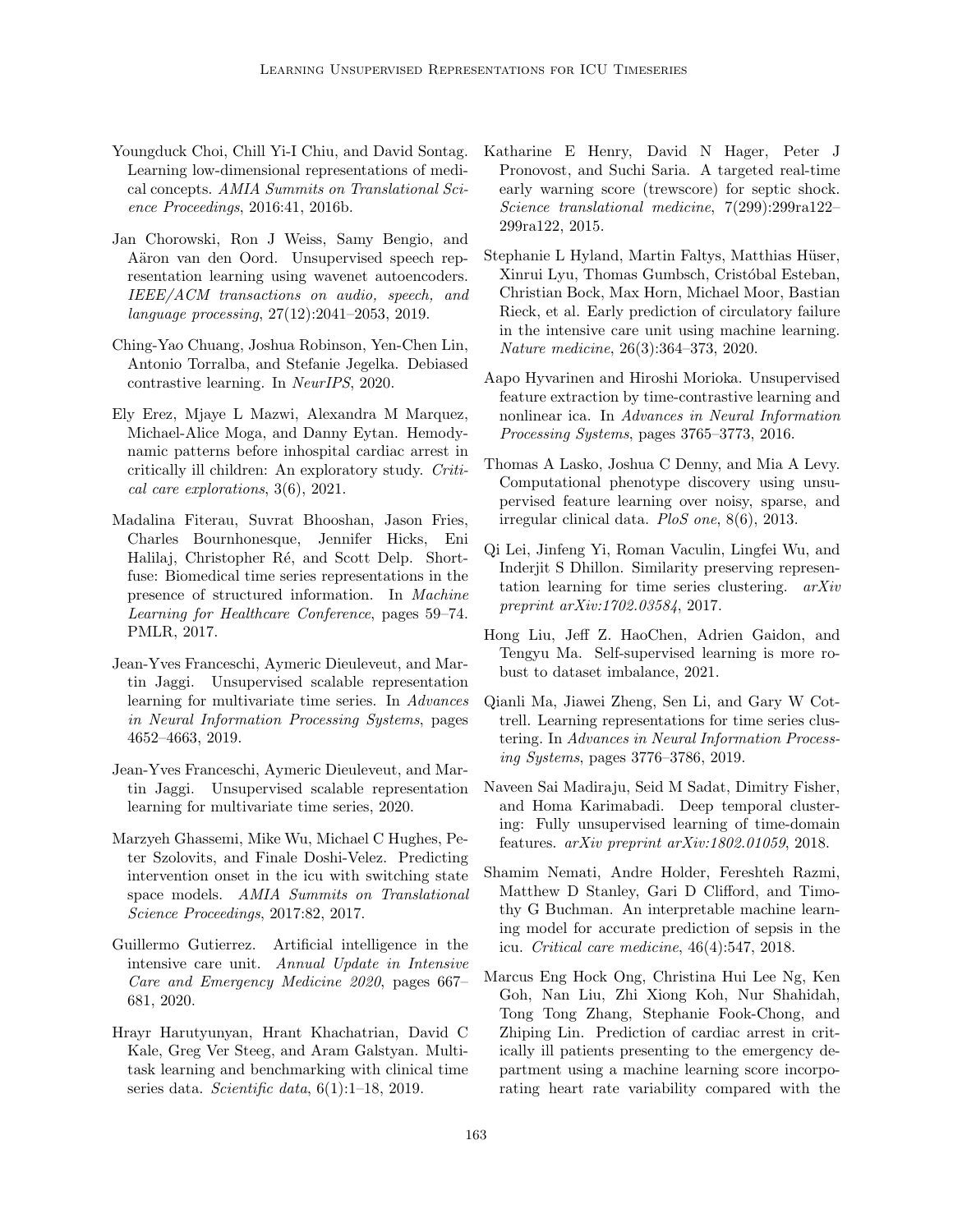Youngduck Choi, Chill Yi-I Chiu, and David Sontag. Learning low-dimensional representations of medical concepts. *AMIA Summits on Translational Science Proceedings*, 2016:41, 2016b.

Jan Chorowski, Ron J Weiss, Samy Bengio, and Aäron van den Oord. Unsupervised speech representation learning using wavenet autoencoders. *IEEE/ACM transactions on audio, speech, and language processing*, 27(12):2041–2053, 2019.

Ching-Yao Chuang, Joshua Robinson, Yen-Chen Lin, Antonio Torralba, and Stefanie Jegelka. Debiased contrastive learning. In *NeurIPS*, 2020.

Ely Erez, Mjaye L Mazwi, Alexandra M Marquez, Michael-Alice Moga, and Danny Eytan. Hemodynamic patterns before inhospital cardiac arrest in critically ill children: An exploratory study. *Critical care explorations*, 3(6), 2021.

Madalina Fiterau, Suvrat Bhooshan, Jason Fries, Charles Bournhonesque, Jennifer Hicks, Eni Halilaj, Christopher Ré, and Scott Delp. Shortfuse: Biomedical time series representations in the presence of structured information. In *Machine Learning for Healthcare Conference*, pages 59–74. PMLR, 2017.

Jean-Yves Franceschi, Aymeric Dieuleveut, and Martin Jaggi. Unsupervised scalable representation learning for multivariate time series. In *Advances in Neural Information Processing Systems*, pages 4652–4663, 2019.

Jean-Yves Franceschi, Aymeric Dieuleveut, and Martin Jaggi. Unsupervised scalable representation learning for multivariate time series, 2020.

Marzyeh Ghassemi, Mike Wu, Michael C Hughes, Peter Szolovits, and Finale Doshi-Velez. Predicting intervention onset in the icu with switching state space models. *AMIA Summits on Translational Science Proceedings*, 2017:82, 2017.

Guillermo Gutierrez. Artificial intelligence in the intensive care unit. *Annual Update in Intensive Care and Emergency Medicine 2020*, pages 667–681, 2020.

Hrayr Harutyunyan, Hrant Khachatrian, David C Kale, Greg Ver Steeg, and Aram Galstyan. Multitask learning and benchmarking with clinical time series data. *Scientific data*, 6(1):1–18, 2019.

Katharine E Henry, David N Hager, Peter J Pronovost, and Suchi Saria. A targeted real-time early warning score (trewscore) for septic shock. *Science translational medicine*, 7(299):299ra122–299ra122, 2015.

Stephanie L Hyland, Martin Faltys, Matthias Hüser, Xinrui Lyu, Thomas Gumbsch, Cristóbal Esteban, Christian Bock, Max Horn, Michael Moor, Bastian Rieck, et al. Early prediction of circulatory failure in the intensive care unit using machine learning. *Nature medicine*, 26(3):364–373, 2020.

Aapo Hyvarinen and Hiroshi Morioka. Unsupervised feature extraction by time-contrastive learning and nonlinear ica. In *Advances in Neural Information Processing Systems*, pages 3765–3773, 2016.

Thomas A Lasko, Joshua C Denny, and Mia A Levy. Computational phenotype discovery using unsupervised feature learning over noisy, sparse, and irregular clinical data. *PloS one*, 8(6), 2013.

Qi Lei, Jinfeng Yi, Roman Vaculin, Lingfei Wu, and Inderjit S Dhillon. Similarity preserving representation learning for time series clustering. *arXiv preprint arXiv:1702.03584*, 2017.

Hong Liu, Jeff Z. HaoChen, Adrien Gaidon, and Tengyu Ma. Self-supervised learning is more robust to dataset imbalance, 2021.

Qianli Ma, Jiawei Zheng, Sen Li, and Gary W Cottrell. Learning representations for time series clustering. In *Advances in Neural Information Processing Systems*, pages 3776–3786, 2019.

Naveen Sai Madiraju, Seid M Sadat, Dimitry Fisher, and Homa Karimabadi. Deep temporal clustering: Fully unsupervised learning of time-domain features. *arXiv preprint arXiv:1802.01059*, 2018.

Shamim Nemati, Andre Holder, Fereshteh Razmi, Matthew D Stanley, Gari D Clifford, and Timothy G Buchman. An interpretable machine learning model for accurate prediction of sepsis in the icu. *Critical care medicine*, 46(4):547, 2018.

Marcus Eng Hock Ong, Christina Hui Lee Ng, Ken Goh, Nan Liu, Zhi Xiong Koh, Nur Shahidah, Tong Tong Zhang, Stephanie Fook-Chong, and Zhiping Lin. Prediction of cardiac arrest in critically ill patients presenting to the emergency department using a machine learning score incorporating heart rate variability compared with the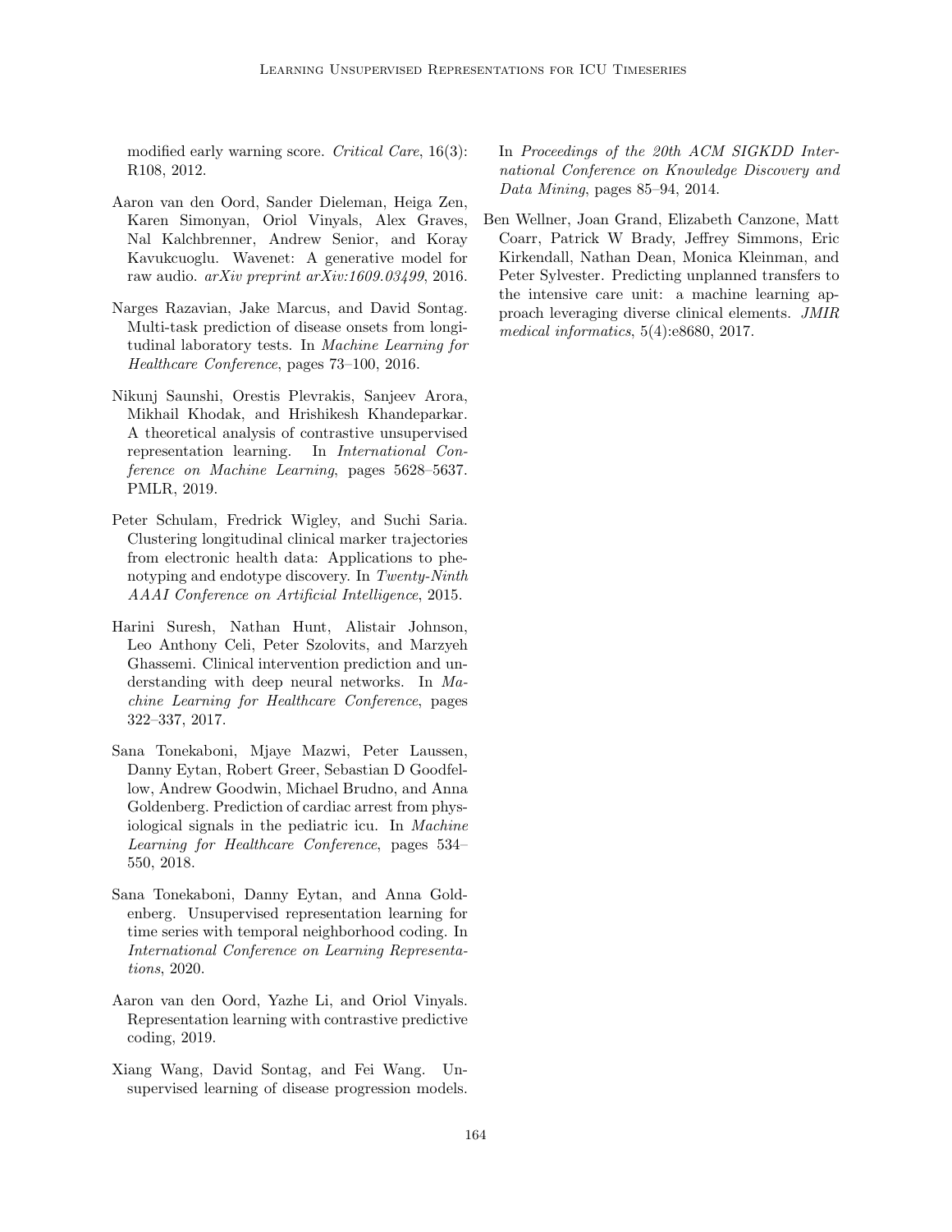modified early warning score. *Critical Care*, 16(3): R108, 2012.

Aaron van den Oord, Sander Dieleman, Heiga Zen, Karen Simonyan, Oriol Vinyals, Alex Graves, Nal Kalchbrenner, Andrew Senior, and Koray Kavukcuoglu. Wavenet: A generative model for raw audio. *arXiv preprint arXiv:1609.03499*, 2016.

Narges Razavian, Jake Marcus, and David Sontag. Multi-task prediction of disease onsets from longitudinal laboratory tests. In *Machine Learning for Healthcare Conference*, pages 73–100, 2016.

Nikunj Saunshi, Orestis Plevrakis, Sanjeev Arora, Mikhail Khodak, and Hrishikesh Khandeparkar. A theoretical analysis of contrastive unsupervised representation learning. In *International Conference on Machine Learning*, pages 5628–5637. PMLR, 2019.

Peter Schulam, Fredrick Wigley, and Suchi Saria. Clustering longitudinal clinical marker trajectories from electronic health data: Applications to phenotyping and endotype discovery. In *Twenty-Ninth AAAI Conference on Artificial Intelligence*, 2015.

Harini Suresh, Nathan Hunt, Alistair Johnson, Leo Anthony Celi, Peter Szolovits, and Marzyeh Ghassemi. Clinical intervention prediction and understanding with deep neural networks. In *Machine Learning for Healthcare Conference*, pages 322–337, 2017.

Sana Tonekaboni, Mjaye Mazwi, Peter Laussen, Danny Eytan, Robert Greer, Sebastian D Goodfellow, Andrew Goodwin, Michael Brudno, and Anna Goldenberg. Prediction of cardiac arrest from physiological signals in the pediatric icu. In *Machine Learning for Healthcare Conference*, pages 534–550, 2018.

Sana Tonekaboni, Danny Eytan, and Anna Goldenberg. Unsupervised representation learning for time series with temporal neighborhood coding. In *International Conference on Learning Representations*, 2020.

Aaron van den Oord, Yazhe Li, and Oriol Vinyals. Representation learning with contrastive predictive coding, 2019.

Xiang Wang, David Sontag, and Fei Wang. Unsupervised learning of disease progression models. In *Proceedings of the 20th ACM SIGKDD International Conference on Knowledge Discovery and Data Mining*, pages 85–94, 2014.

Ben Wellner, Joan Grand, Elizabeth Canzone, Matt Coarr, Patrick W Brady, Jeffrey Simmons, Eric Kirkendall, Nathan Dean, Monica Kleinman, and Peter Sylvester. Predicting unplanned transfers to the intensive care unit: a machine learning approach leveraging diverse clinical elements. *JMIR medical informatics*, 5(4):e8680, 2017.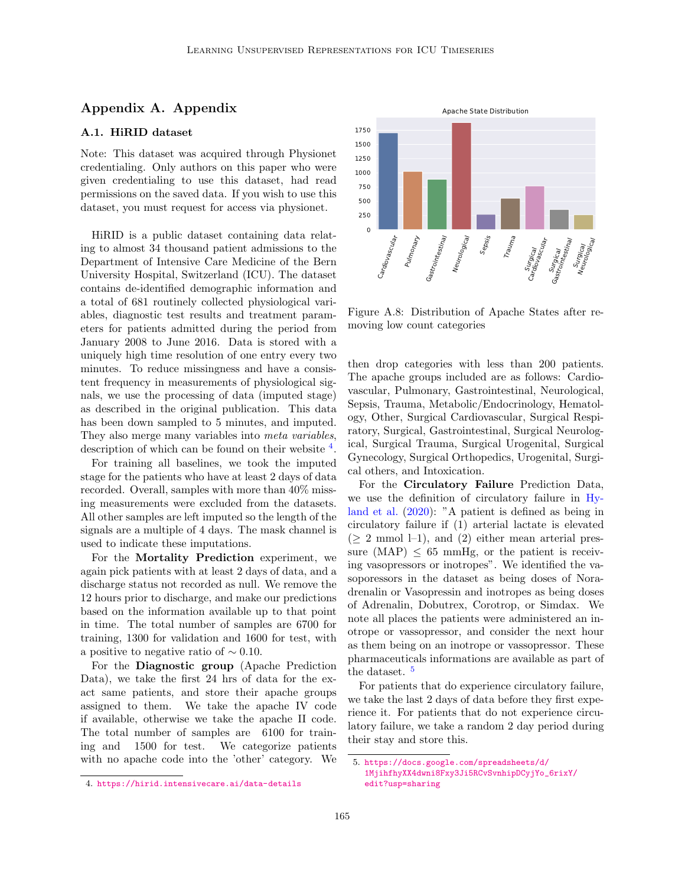## Appendix A. Appendix

### A.1. HiRID dataset

Note: This dataset was acquired through Physionet credentialing. Only authors on this paper who were given credentialing to use this dataset, had read permissions on the saved data. If you wish to use this dataset, you must request for access via physionet.

HiRID is a public dataset containing data relating to almost 34 thousand patient admissions to the Department of Intensive Care Medicine of the Bern University Hospital, Switzerland (ICU). The dataset contains de-identified demographic information and a total of 681 routinely collected physiological variables, diagnostic test results and treatment parameters for patients admitted during the period from January 2008 to June 2016. Data is stored with a uniquely high time resolution of one entry every two minutes. To reduce missingness and have a consistent frequency in measurements of physiological signals, we use the processing of data (imputed stage) as described in the original publication. This data has been down sampled to 5 minutes, and imputed. They also merge many variables into *meta variables*, description of which can be found on their website [4].

For training all baselines, we took the imputed stage for the patients who have at least 2 days of data recorded. Overall, samples with more than 40% missing measurements were excluded from the datasets. All other samples are left imputed so the length of the signals are a multiple of 4 days. The mask channel is used to indicate these imputations.

For the **Mortality Prediction** experiment, we again pick patients with at least 2 days of data, and a discharge status not recorded as null. We remove the 12 hours prior to discharge, and make our predictions based on the information available up to that point in time. The total number of samples are 6700 for training, 1300 for validation and 1600 for test, with a positive to negative ratio of $\sim 0.10$.

For the **Diagnostic group** (Apache Prediction Data), we take the first 24 hrs of data for the exact same patients, and store their apache groups assigned to them. We take the apache IV code if available, otherwise we take the apache II code. The total number of samples are 6100 for training and 1500 for test. We categorize patients with no apache code into the 'other' category. We then drop categories with less than 200 patients. The apache groups included are as follows: Cardiovascular, Pulmonary, Gastrointestinal, Neurological, Sepsis, Trauma, Metabolic/Endocrinology, Hematology, Other, Surgical Cardiovascular, Surgical Respiratory, Surgical, Gastrointestinal, Surgical Neurological, Surgical Trauma, Surgical Urogenital, Surgical Gynecology, Surgical Orthopedics, Urogenital, Surgical others, and Intoxication.

Figure A.8: Distribution of Apache States after removing low count categories

For the **Circulatory Failure** Prediction Data, we use the definition of circulatory failure in Hyland et al. (2020): "A patient is defined as being in circulatory failure if (1) arterial lactate is elevated ($\geq$ 2 mmol l–1), and (2) either mean arterial pressure (MAP) $\leq$ 65 mmHg, or the patient is receiving vasopressors or inotropes". We identified the vasoporessors in the dataset as being doses of Noradrenalin or Vasopressin and inotropes as being doses of Adrenalin, Dobutrex, Corotrop, or Simdax. We note all places the patients were administered an inotrope or vassopressor, and consider the next hour as them being on an inotrope or vassopressor. These pharmaceuticals informations are available as part of the dataset. [5]

For patients that do experience circulatory failure, we take the last 2 days of data before they first experience it. For patients that do not experience circulatory failure, we take a random 2 day period during their stay and store this.

4. https://hirid.intensivecare.ai/data-details

5. https://docs.google.com/spreadsheets/d/1MjihfhyXX4dwni8Fxy3Ji5RCvSvnhipDCyjYo_6rixY/edit?usp=sharing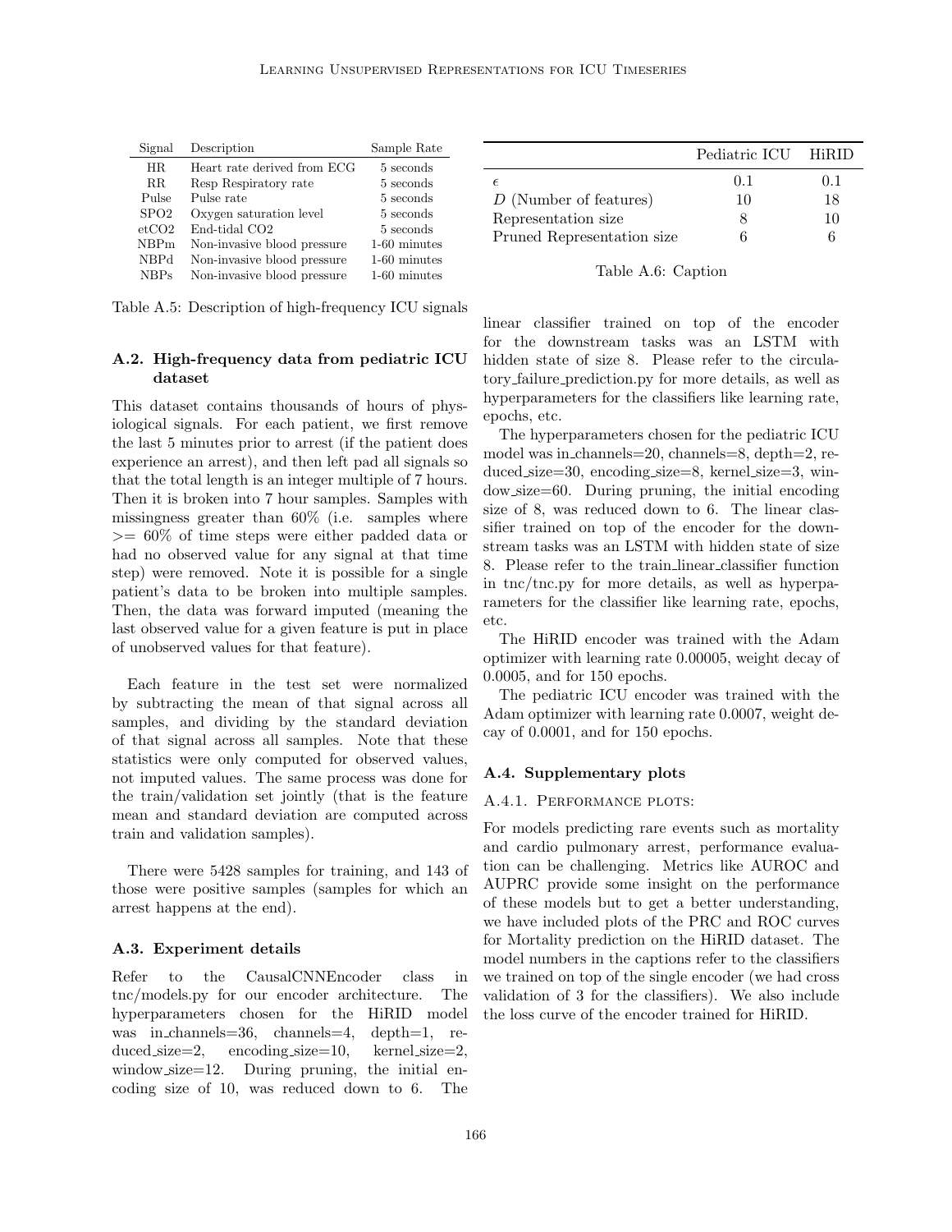| Signal | Description | Sample Rate |
|---|---|---|
| HR | Heart rate derived from ECG | 5 seconds |
| RR | Resp Respiratory rate | 5 seconds |
| Pulse | Pulse rate | 5 seconds |
| SPO2 | Oxygen saturation level | 5 seconds |
| etCO2 | End-tidal CO2 | 5 seconds |
| NBPm | Non-invasive blood pressure | 1-60 minutes |
| NBPd | Non-invasive blood pressure | 1-60 minutes |
| NBPs | Non-invasive blood pressure | 1-60 minutes |

Table A.5: Description of high-frequency ICU signals

### A.2. High-frequency data from pediatric ICU dataset

This dataset contains thousands of hours of physiological signals. For each patient, we first remove the last 5 minutes prior to arrest (if the patient does experience an arrest), and then left pad all signals so that the total length is an integer multiple of 7 hours. Then it is broken into 7 hour samples. Samples with missingness greater than 60% (i.e. samples where >= 60% of time steps were either padded data or had no observed value for any signal at that time step) were removed. Note it is possible for a single patient's data to be broken into multiple samples. Then, the data was forward imputed (meaning the last observed value for a given feature is put in place of unobserved values for that feature).

Each feature in the test set were normalized by subtracting the mean of that signal across all samples, and dividing by the standard deviation of that signal across all samples. Note that these statistics were only computed for observed values, not imputed values. The same process was done for the train/validation set jointly (that is the feature mean and standard deviation are computed across train and validation samples).

There were 5428 samples for training, and 143 of those were positive samples (samples for which an arrest happens at the end).

### A.3. Experiment details

Refer to the CausalCNNEncoder class in tnc/models.py for our encoder architecture. The hyperparameters chosen for the HiRID model was in_channels=36, channels=4, depth=1, reduced_size=2, encoding_size=10, kernel_size=2, window_size=12. During pruning, the initial encoding size of 10, was reduced down to 6. The linear classifier trained on top of the encoder for the downstream tasks was an LSTM with hidden state of size 8. Please refer to the circulatory_failure_prediction.py for more details, as well as hyperparameters for the classifiers like learning rate, epochs, etc.

|  | Pediatric ICU | HiRID |
|---|---|---|
| $\epsilon$ | 0.1 | 0.1 |
| $D$ (Number of features) | 10 | 18 |
| Representation size | 8 | 10 |
| Pruned Representation size | 6 | 6 |

Table A.6: Caption

The hyperparameters chosen for the pediatric ICU model was in_channels=20, channels=8, depth=2, reduced_size=30, encoding_size=8, kernel_size=3, window_size=60. During pruning, the initial encoding size of 8, was reduced down to 6. The linear classifier trained on top of the encoder for the downstream tasks was an LSTM with hidden state of size 8. Please refer to the train_linear_classifier function in tnc/tnc.py for more details, as well as hyperparameters for the classifier like learning rate, epochs, etc.

The HiRID encoder was trained with the Adam optimizer with learning rate 0.00005, weight decay of 0.0005, and for 150 epochs.

The pediatric ICU encoder was trained with the Adam optimizer with learning rate 0.0007, weight decay of 0.0001, and for 150 epochs.

### A.4. Supplementary plots

#### A.4.1. Performance plots:

For models predicting rare events such as mortality and cardio pulmonary arrest, performance evaluation can be challenging. Metrics like AUROC and AUPRC provide some insight on the performance of these models but to get a better understanding, we have included plots of the PRC and ROC curves for Mortality prediction on the HiRID dataset. The model numbers in the captions refer to the classifiers we trained on top of the single encoder (we had cross validation of 3 for the classifiers). We also include the loss curve of the encoder trained for HiRID.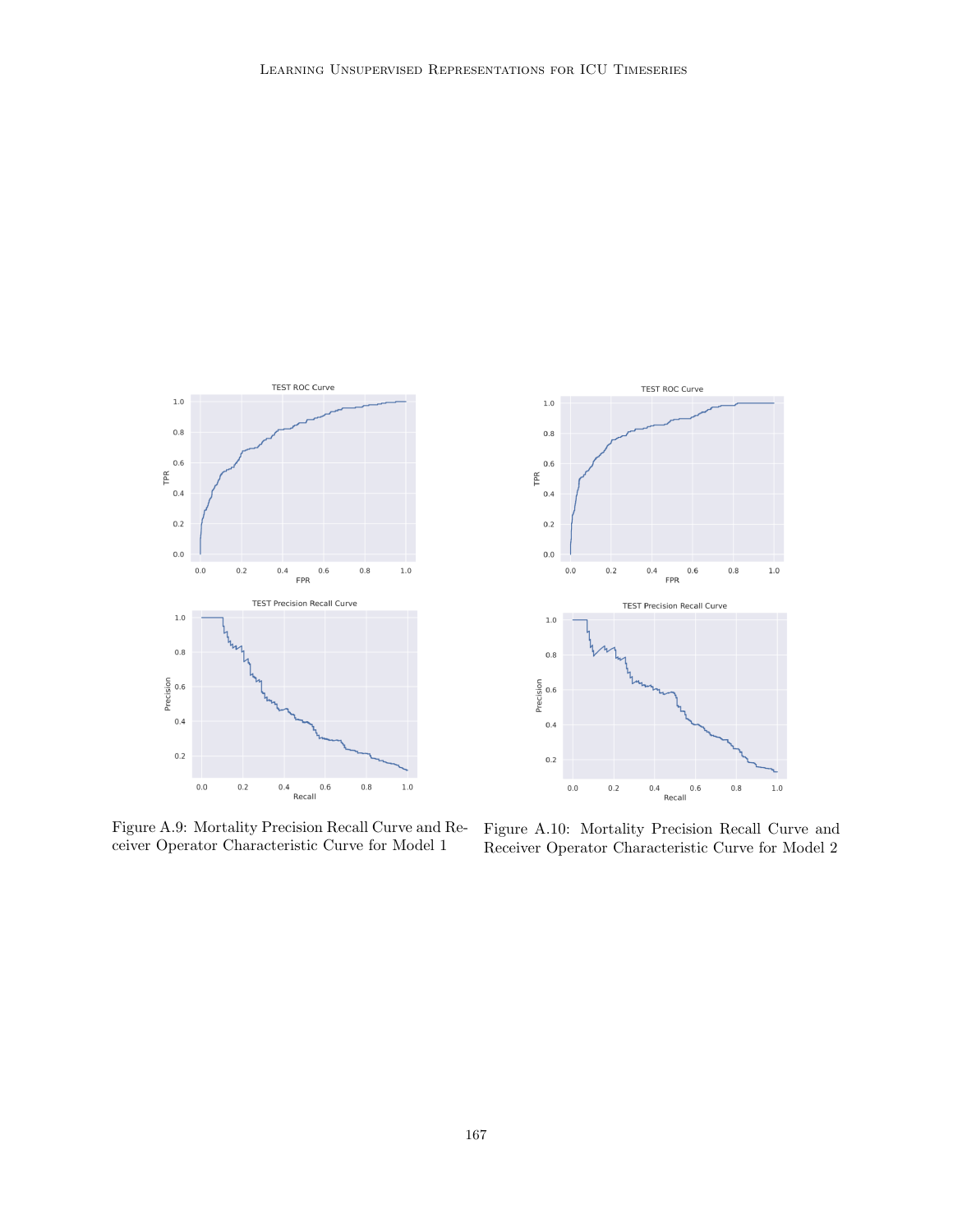Figure A.9: Mortality Precision Recall Curve and Receiver Operator Characteristic Curve for Model 1

Figure A.10: Mortality Precision Recall Curve and Receiver Operator Characteristic Curve for Model 2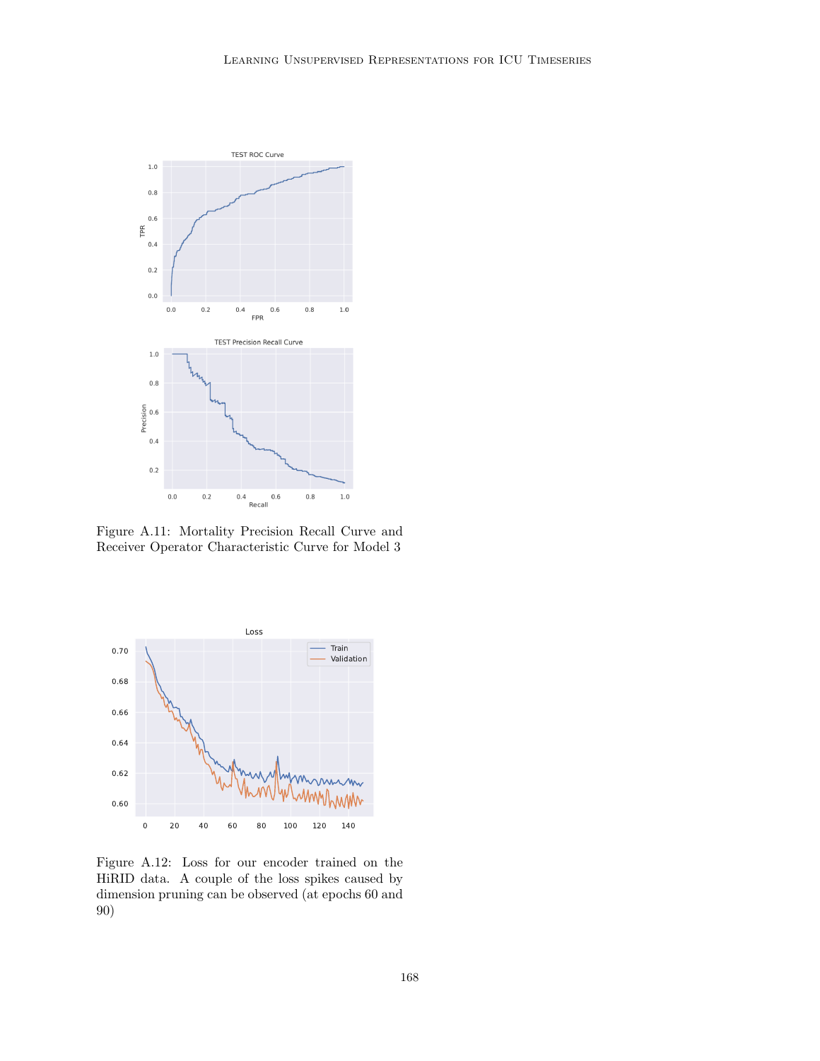TEST ROC Curve

1.0
0.8
0.6
0.4
0.2
0.0

TPR

0.0 0.2 0.4 0.6 0.8 1.0

FPR

TEST Precision Recall Curve

1.0
0.8
0.6
0.4
0.2

Precision

0.0 0.2 0.4 0.6 0.8 1.0

Recall

Figure A.11: Mortality Precision Recall Curve and Receiver Operator Characteristic Curve for Model 3

Loss

Train
Validation

0.70
0.68
0.66
0.64
0.62
0.60

0 20 40 60 80 100 120 140

Figure A.12: Loss for our encoder trained on the HiRID data. A couple of the loss spikes caused by dimension pruning can be observed (at epochs 60 and 90)